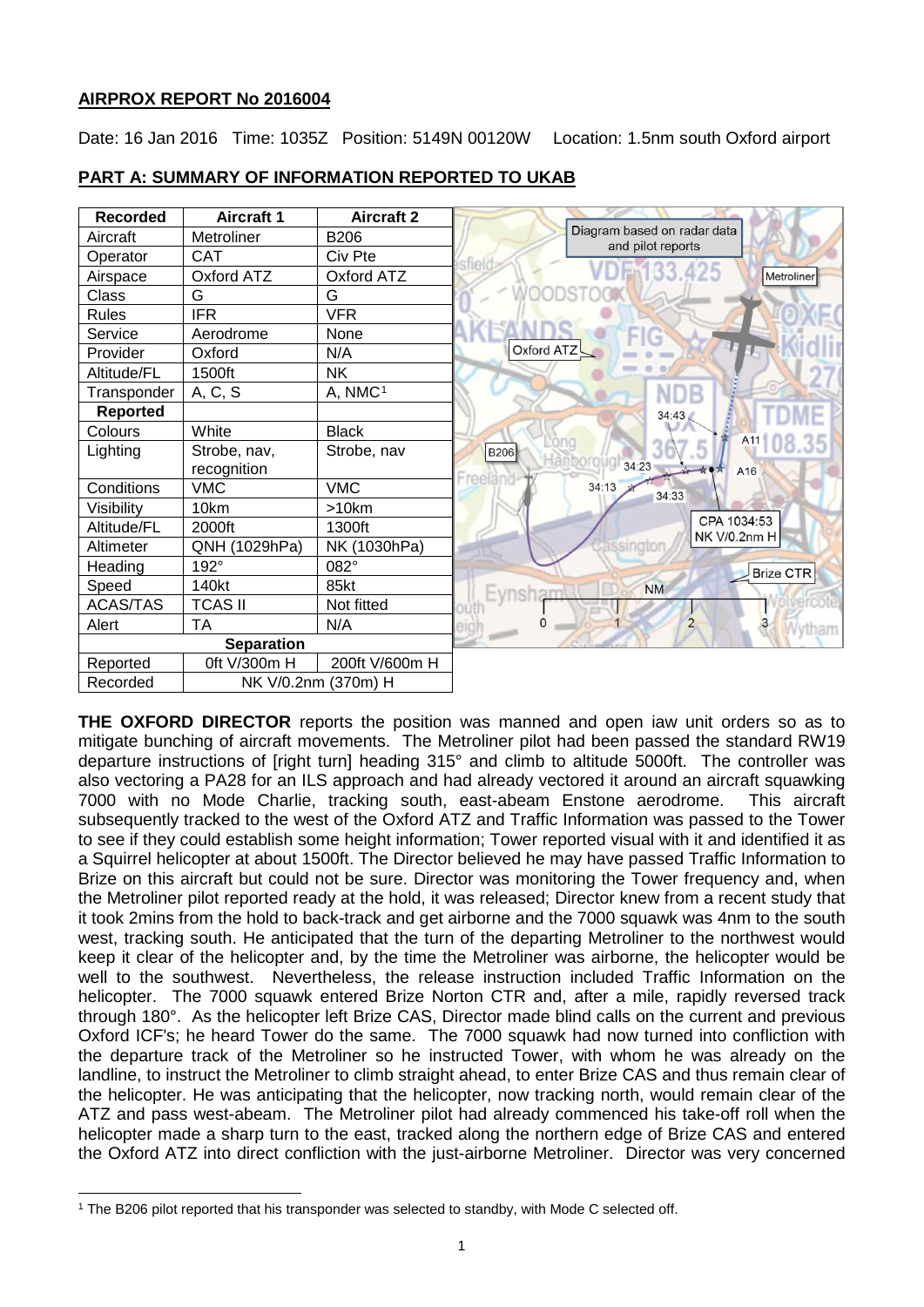**AIRPROX REPORT No 2016004**

Date: 16 Jan 2016 Time: 1035Z Position: 5149N 00120W Location: 1.5nm south Oxford airport

**PART A: SUMMARY OF INFORMATION REPORTED TO UKAB**

| Recorded | Aircraft 1 | Aircraft 2 |
|---|---|---|
| Aircraft | Metroliner | B206 |
| Operator | CAT | Civ Pte |
| Airspace | Oxford ATZ | Oxford ATZ |
| Class | G | G |
| Rules | IFR | VFR |
| Service | Aerodrome | None |
| Provider | Oxford | N/A |
| Altitude/FL | 1500ft | NK |
| Transponder | A, C, S | A, NMC[1] |
| **Reported** | | |
| Colours | White | Black |
| Lighting | Strobe, nav, recognition | Strobe, nav |
| Conditions | VMC | VMC |
| Visibility | 10km | >10km |
| Altitude/FL | 2000ft | 1300ft |
| Altimeter | QNH (1029hPa) | NK (1030hPa) |
| Heading | 192° | 082° |
| Speed | 140kt | 85kt |
| ACAS/TAS | TCAS II | Not fitted |
| Alert | TA | N/A |
| **Separation** | | |
| Reported | 0ft V/300m H | 200ft V/600m H |
| Recorded | NK V/0.2nm (370m) H | |

Diagram based on radar data and pilot reports

**THE OXFORD DIRECTOR** reports the position was manned and open iaw unit orders so as to mitigate bunching of aircraft movements. The Metroliner pilot had been passed the standard RW19 departure instructions of [right turn] heading 315° and climb to altitude 5000ft. The controller was also vectoring a PA28 for an ILS approach and had already vectored it around an aircraft squawking 7000 with no Mode Charlie, tracking south, east-abeam Enstone aerodrome. This aircraft subsequently tracked to the west of the Oxford ATZ and Traffic Information was passed to the Tower to see if they could establish some height information; Tower reported visual with it and identified it as a Squirrel helicopter at about 1500ft. The Director believed he may have passed Traffic Information to Brize on this aircraft but could not be sure. Director was monitoring the Tower frequency and, when the Metroliner pilot reported ready at the hold, it was released; Director knew from a recent study that it took 2mins from the hold to back-track and get airborne and the 7000 squawk was 4nm to the south west, tracking south. He anticipated that the turn of the departing Metroliner to the northwest would keep it clear of the helicopter and, by the time the Metroliner was airborne, the helicopter would be well to the southwest. Nevertheless, the release instruction included Traffic Information on the helicopter. The 7000 squawk entered Brize Norton CTR and, after a mile, rapidly reversed track through 180°. As the helicopter left Brize CAS, Director made blind calls on the current and previous Oxford ICF's; he heard Tower do the same. The 7000 squawk had now turned into confliction with the departure track of the Metroliner so he instructed Tower, with whom he was already on the landline, to instruct the Metroliner to climb straight ahead, to enter Brize CAS and thus remain clear of the helicopter. He was anticipating that the helicopter, now tracking north, would remain clear of the ATZ and pass west-abeam. The Metroliner pilot had already commenced his take-off roll when the helicopter made a sharp turn to the east, tracked along the northern edge of Brize CAS and entered the Oxford ATZ into direct confliction with the just-airborne Metroliner. Director was very concerned

[1] The B206 pilot reported that his transponder was selected to standby, with Mode C selected off.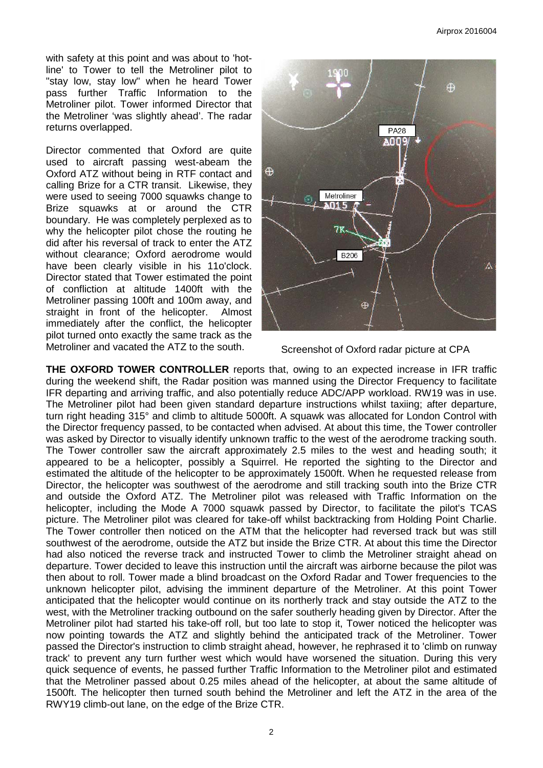with safety at this point and was about to 'hot-line' to Tower to tell the Metroliner pilot to "stay low, stay low" when he heard Tower pass further Traffic Information to the Metroliner pilot. Tower informed Director that the Metroliner 'was slightly ahead'. The radar returns overlapped.

Director commented that Oxford are quite used to aircraft passing west-abeam the Oxford ATZ without being in RTF contact and calling Brize for a CTR transit. Likewise, they were used to seeing 7000 squawks change to Brize squawks at or around the CTR boundary. He was completely perplexed as to why the helicopter pilot chose the routing he did after his reversal of track to enter the ATZ without clearance; Oxford aerodrome would have been clearly visible in his 11o'clock. Director stated that Tower estimated the point of confliction at altitude 1400ft with the Metroliner passing 100ft and 100m away, and straight in front of the helicopter. Almost immediately after the conflict, the helicopter pilot turned onto exactly the same track as the Metroliner and vacated the ATZ to the south.

Screenshot of Oxford radar picture at CPA

**THE OXFORD TOWER CONTROLLER** reports that, owing to an expected increase in IFR traffic during the weekend shift, the Radar position was manned using the Director Frequency to facilitate IFR departing and arriving traffic, and also potentially reduce ADC/APP workload. RW19 was in use. The Metroliner pilot had been given standard departure instructions whilst taxiing; after departure, turn right heading 315° and climb to altitude 5000ft. A squawk was allocated for London Control with the Director frequency passed, to be contacted when advised. At about this time, the Tower controller was asked by Director to visually identify unknown traffic to the west of the aerodrome tracking south. The Tower controller saw the aircraft approximately 2.5 miles to the west and heading south; it appeared to be a helicopter, possibly a Squirrel. He reported the sighting to the Director and estimated the altitude of the helicopter to be approximately 1500ft. When he requested release from Director, the helicopter was southwest of the aerodrome and still tracking south into the Brize CTR and outside the Oxford ATZ. The Metroliner pilot was released with Traffic Information on the helicopter, including the Mode A 7000 squawk passed by Director, to facilitate the pilot's TCAS picture. The Metroliner pilot was cleared for take-off whilst backtracking from Holding Point Charlie. The Tower controller then noticed on the ATM that the helicopter had reversed track but was still southwest of the aerodrome, outside the ATZ but inside the Brize CTR. At about this time the Director had also noticed the reverse track and instructed Tower to climb the Metroliner straight ahead on departure. Tower decided to leave this instruction until the aircraft was airborne because the pilot was then about to roll. Tower made a blind broadcast on the Oxford Radar and Tower frequencies to the unknown helicopter pilot, advising the imminent departure of the Metroliner. At this point Tower anticipated that the helicopter would continue on its northerly track and stay outside the ATZ to the west, with the Metroliner tracking outbound on the safer southerly heading given by Director. After the Metroliner pilot had started his take-off roll, but too late to stop it, Tower noticed the helicopter was now pointing towards the ATZ and slightly behind the anticipated track of the Metroliner. Tower passed the Director's instruction to climb straight ahead, however, he rephrased it to 'climb on runway track' to prevent any turn further west which would have worsened the situation. During this very quick sequence of events, he passed further Traffic Information to the Metroliner pilot and estimated that the Metroliner passed about 0.25 miles ahead of the helicopter, at about the same altitude of 1500ft. The helicopter then turned south behind the Metroliner and left the ATZ in the area of the RWY19 climb-out lane, on the edge of the Brize CTR.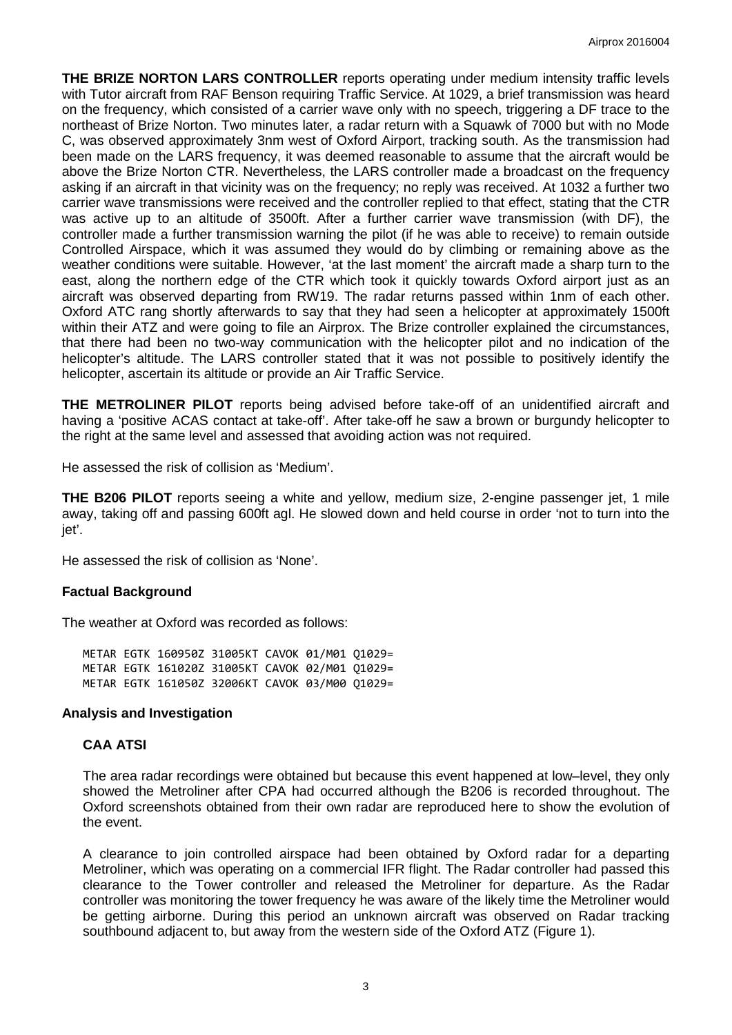**THE BRIZE NORTON LARS CONTROLLER** reports operating under medium intensity traffic levels with Tutor aircraft from RAF Benson requiring Traffic Service. At 1029, a brief transmission was heard on the frequency, which consisted of a carrier wave only with no speech, triggering a DF trace to the northeast of Brize Norton. Two minutes later, a radar return with a Squawk of 7000 but with no Mode C, was observed approximately 3nm west of Oxford Airport, tracking south. As the transmission had been made on the LARS frequency, it was deemed reasonable to assume that the aircraft would be above the Brize Norton CTR. Nevertheless, the LARS controller made a broadcast on the frequency asking if an aircraft in that vicinity was on the frequency; no reply was received. At 1032 a further two carrier wave transmissions were received and the controller replied to that effect, stating that the CTR was active up to an altitude of 3500ft. After a further carrier wave transmission (with DF), the controller made a further transmission warning the pilot (if he was able to receive) to remain outside Controlled Airspace, which it was assumed they would do by climbing or remaining above as the weather conditions were suitable. However, 'at the last moment' the aircraft made a sharp turn to the east, along the northern edge of the CTR which took it quickly towards Oxford airport just as an aircraft was observed departing from RW19. The radar returns passed within 1nm of each other. Oxford ATC rang shortly afterwards to say that they had seen a helicopter at approximately 1500ft within their ATZ and were going to file an Airprox. The Brize controller explained the circumstances, that there had been no two-way communication with the helicopter pilot and no indication of the helicopter's altitude. The LARS controller stated that it was not possible to positively identify the helicopter, ascertain its altitude or provide an Air Traffic Service.

**THE METROLINER PILOT** reports being advised before take-off of an unidentified aircraft and having a 'positive ACAS contact at take-off'. After take-off he saw a brown or burgundy helicopter to the right at the same level and assessed that avoiding action was not required.

He assessed the risk of collision as 'Medium'.

**THE B206 PILOT** reports seeing a white and yellow, medium size, 2-engine passenger jet, 1 mile away, taking off and passing 600ft agl. He slowed down and held course in order 'not to turn into the jet'.

He assessed the risk of collision as 'None'.

### Factual Background

The weather at Oxford was recorded as follows:

```
METAR EGTK 160950Z 31005KT CAVOK 01/M01 Q1029=
METAR EGTK 161020Z 31005KT CAVOK 02/M01 Q1029=
METAR EGTK 161050Z 32006KT CAVOK 03/M00 Q1029=
```

### Analysis and Investigation

#### CAA ATSI

The area radar recordings were obtained but because this event happened at low–level, they only showed the Metroliner after CPA had occurred although the B206 is recorded throughout. The Oxford screenshots obtained from their own radar are reproduced here to show the evolution of the event.

A clearance to join controlled airspace had been obtained by Oxford radar for a departing Metroliner, which was operating on a commercial IFR flight. The Radar controller had passed this clearance to the Tower controller and released the Metroliner for departure. As the Radar controller was monitoring the tower frequency he was aware of the likely time the Metroliner would be getting airborne. During this period an unknown aircraft was observed on Radar tracking southbound adjacent to, but away from the western side of the Oxford ATZ (Figure 1).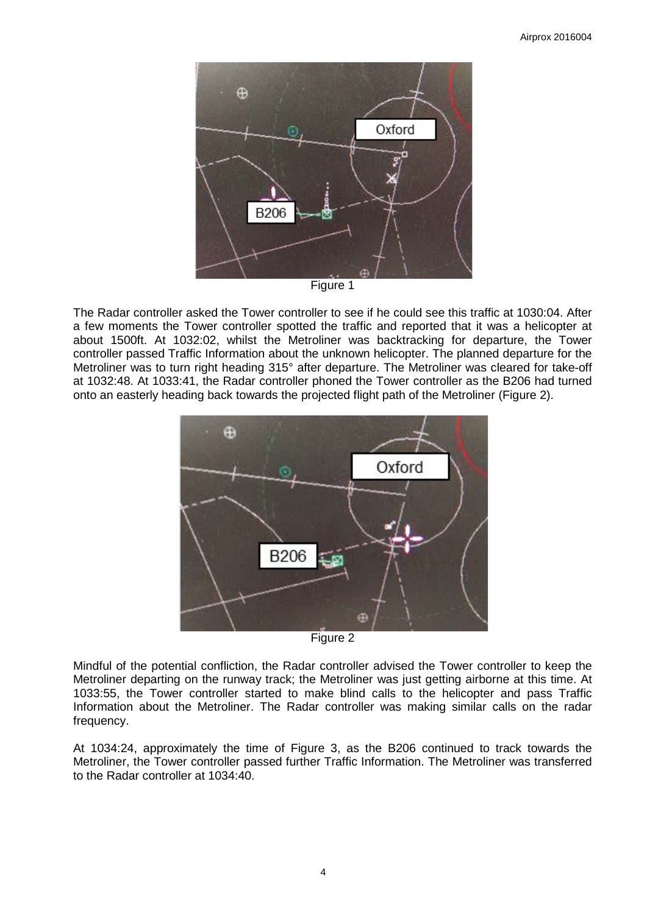Figure 1

The Radar controller asked the Tower controller to see if he could see this traffic at 1030:04. After a few moments the Tower controller spotted the traffic and reported that it was a helicopter at about 1500ft. At 1032:02, whilst the Metroliner was backtracking for departure, the Tower controller passed Traffic Information about the unknown helicopter. The planned departure for the Metroliner was to turn right heading 315° after departure. The Metroliner was cleared for take-off at 1032:48. At 1033:41, the Radar controller phoned the Tower controller as the B206 had turned onto an easterly heading back towards the projected flight path of the Metroliner (Figure 2).

Figure 2

Mindful of the potential confliction, the Radar controller advised the Tower controller to keep the Metroliner departing on the runway track; the Metroliner was just getting airborne at this time. At 1033:55, the Tower controller started to make blind calls to the helicopter and pass Traffic Information about the Metroliner. The Radar controller was making similar calls on the radar frequency.

At 1034:24, approximately the time of Figure 3, as the B206 continued to track towards the Metroliner, the Tower controller passed further Traffic Information. The Metroliner was transferred to the Radar controller at 1034:40.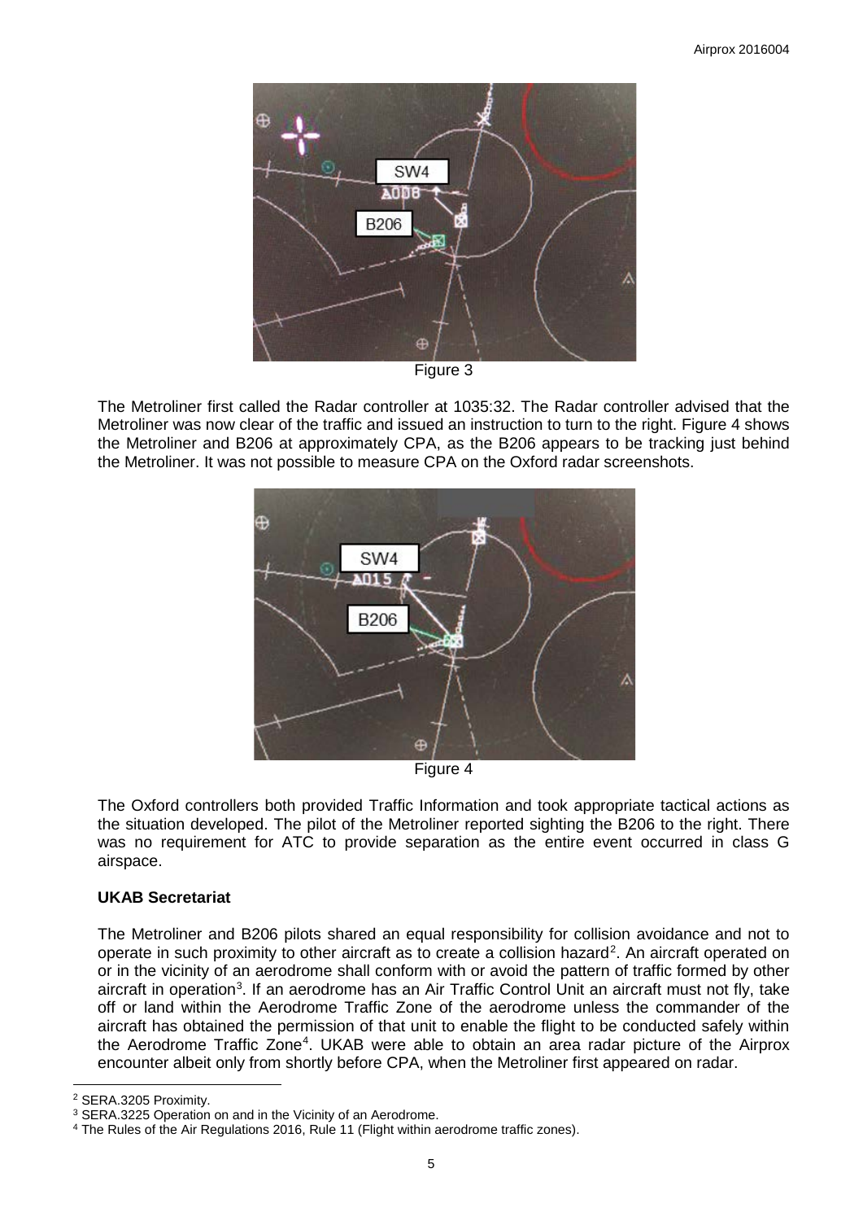Figure 3

The Metroliner first called the Radar controller at 1035:32. The Radar controller advised that the Metroliner was now clear of the traffic and issued an instruction to turn to the right. Figure 4 shows the Metroliner and B206 at approximately CPA, as the B206 appears to be tracking just behind the Metroliner. It was not possible to measure CPA on the Oxford radar screenshots.

Figure 4

The Oxford controllers both provided Traffic Information and took appropriate tactical actions as the situation developed. The pilot of the Metroliner reported sighting the B206 to the right. There was no requirement for ATC to provide separation as the entire event occurred in class G airspace.

### UKAB Secretariat

The Metroliner and B206 pilots shared an equal responsibility for collision avoidance and not to operate in such proximity to other aircraft as to create a collision hazard[2]. An aircraft operated on or in the vicinity of an aerodrome shall conform with or avoid the pattern of traffic formed by other aircraft in operation[3]. If an aerodrome has an Air Traffic Control Unit an aircraft must not fly, take off or land within the Aerodrome Traffic Zone of the aerodrome unless the commander of the aircraft has obtained the permission of that unit to enable the flight to be conducted safely within the Aerodrome Traffic Zone[4]. UKAB were able to obtain an area radar picture of the Airprox encounter albeit only from shortly before CPA, when the Metroliner first appeared on radar.

---

[2] SERA.3205 Proximity.

[3] SERA.3225 Operation on and in the Vicinity of an Aerodrome.

[4] The Rules of the Air Regulations 2016, Rule 11 (Flight within aerodrome traffic zones).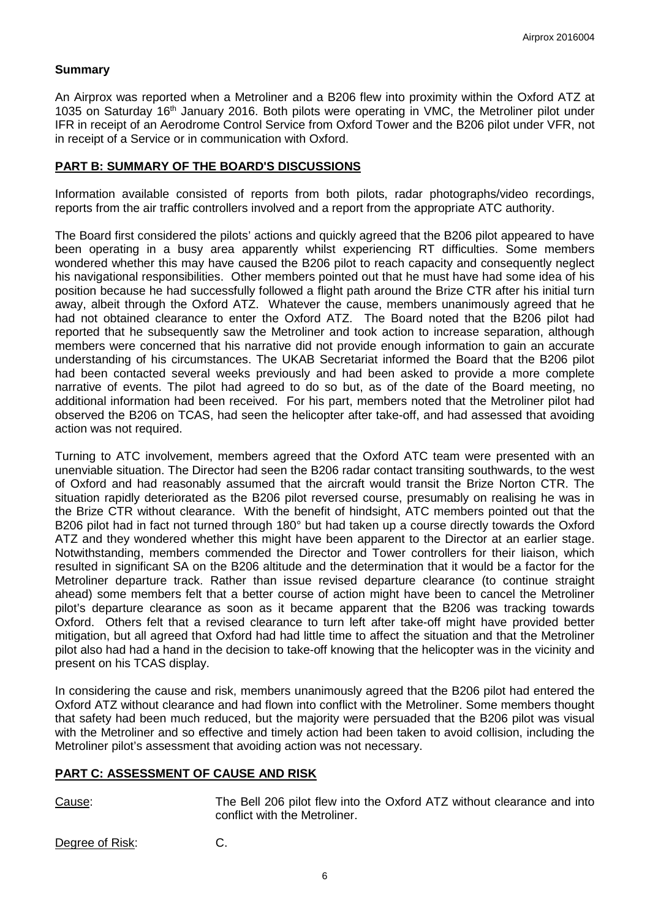## Summary

An Airprox was reported when a Metroliner and a B206 flew into proximity within the Oxford ATZ at 1035 on Saturday 16th January 2016. Both pilots were operating in VMC, the Metroliner pilot under IFR in receipt of an Aerodrome Control Service from Oxford Tower and the B206 pilot under VFR, not in receipt of a Service or in communication with Oxford.

## PART B: SUMMARY OF THE BOARD'S DISCUSSIONS

Information available consisted of reports from both pilots, radar photographs/video recordings, reports from the air traffic controllers involved and a report from the appropriate ATC authority.

The Board first considered the pilots' actions and quickly agreed that the B206 pilot appeared to have been operating in a busy area apparently whilst experiencing RT difficulties. Some members wondered whether this may have caused the B206 pilot to reach capacity and consequently neglect his navigational responsibilities. Other members pointed out that he must have had some idea of his position because he had successfully followed a flight path around the Brize CTR after his initial turn away, albeit through the Oxford ATZ. Whatever the cause, members unanimously agreed that he had not obtained clearance to enter the Oxford ATZ. The Board noted that the B206 pilot had reported that he subsequently saw the Metroliner and took action to increase separation, although members were concerned that his narrative did not provide enough information to gain an accurate understanding of his circumstances. The UKAB Secretariat informed the Board that the B206 pilot had been contacted several weeks previously and had been asked to provide a more complete narrative of events. The pilot had agreed to do so but, as of the date of the Board meeting, no additional information had been received. For his part, members noted that the Metroliner pilot had observed the B206 on TCAS, had seen the helicopter after take-off, and had assessed that avoiding action was not required.

Turning to ATC involvement, members agreed that the Oxford ATC team were presented with an unenviable situation. The Director had seen the B206 radar contact transiting southwards, to the west of Oxford and had reasonably assumed that the aircraft would transit the Brize Norton CTR. The situation rapidly deteriorated as the B206 pilot reversed course, presumably on realising he was in the Brize CTR without clearance. With the benefit of hindsight, ATC members pointed out that the B206 pilot had in fact not turned through 180° but had taken up a course directly towards the Oxford ATZ and they wondered whether this might have been apparent to the Director at an earlier stage. Notwithstanding, members commended the Director and Tower controllers for their liaison, which resulted in significant SA on the B206 altitude and the determination that it would be a factor for the Metroliner departure track. Rather than issue revised departure clearance (to continue straight ahead) some members felt that a better course of action might have been to cancel the Metroliner pilot's departure clearance as soon as it became apparent that the B206 was tracking towards Oxford. Others felt that a revised clearance to turn left after take-off might have provided better mitigation, but all agreed that Oxford had had little time to affect the situation and that the Metroliner pilot also had had a hand in the decision to take-off knowing that the helicopter was in the vicinity and present on his TCAS display.

In considering the cause and risk, members unanimously agreed that the B206 pilot had entered the Oxford ATZ without clearance and had flown into conflict with the Metroliner. Some members thought that safety had been much reduced, but the majority were persuaded that the B206 pilot was visual with the Metroliner and so effective and timely action had been taken to avoid collision, including the Metroliner pilot's assessment that avoiding action was not necessary.

## PART C: ASSESSMENT OF CAUSE AND RISK

Cause: The Bell 206 pilot flew into the Oxford ATZ without clearance and into conflict with the Metroliner.

Degree of Risk: C.